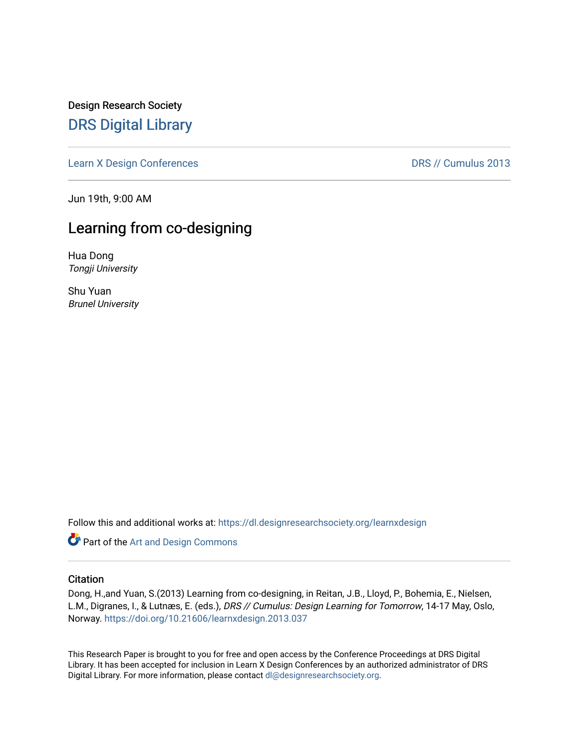Design Research Society

# DRS Digital Library

Learn X Design Conferences | DRS // Cumulus 2013

Jun 19th, 9:00 AM

## Learning from co-designing

Hua Dong
*Tongji University*

Shu Yuan
*Brunel University*

Follow this and additional works at: https://dl.designresearchsociety.org/learnxdesign

Part of the Art and Design Commons

### Citation

Dong, H.,and Yuan, S.(2013) Learning from co-designing, in Reitan, J.B., Lloyd, P., Bohemia, E., Nielsen, L.M., Digranes, I., & Lutnæs, E. (eds.), *DRS // Cumulus: Design Learning for Tomorrow*, 14-17 May, Oslo, Norway. https://doi.org/10.21606/learnxdesign.2013.037

This Research Paper is brought to you for free and open access by the Conference Proceedings at DRS Digital Library. It has been accepted for inclusion in Learn X Design Conferences by an authorized administrator of DRS Digital Library. For more information, please contact dl@designresearchsociety.org.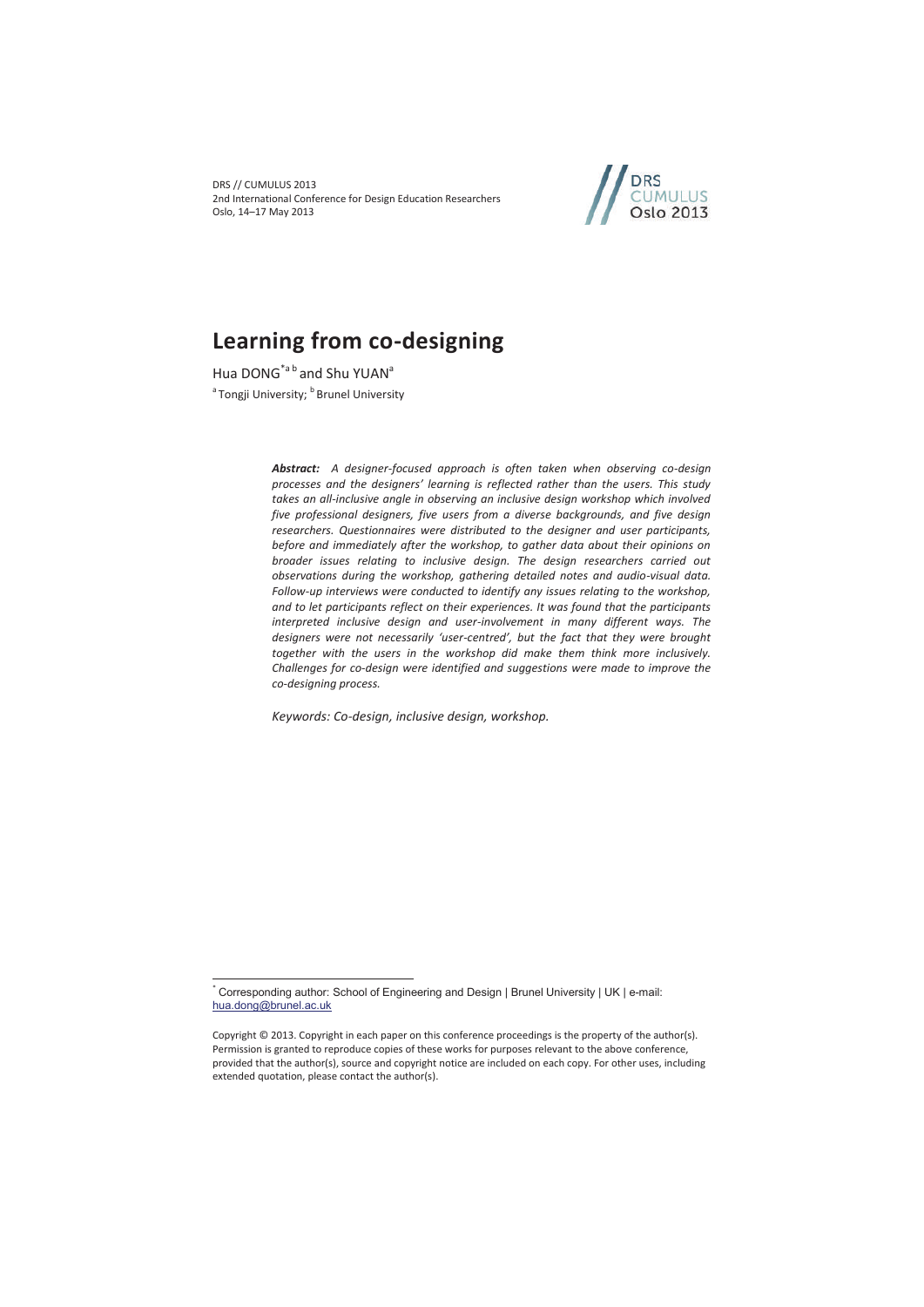# Learning from co-designing

Hua DONG*[a b] and Shu YUAN[a]

[a] Tongji University; [b] Brunel University

***Abstract:*** *A designer-focused approach is often taken when observing co-design processes and the designers' learning is reflected rather than the users. This study takes an all-inclusive angle in observing an inclusive design workshop which involved five professional designers, five users from a diverse backgrounds, and five design researchers. Questionnaires were distributed to the designer and user participants, before and immediately after the workshop, to gather data about their opinions on broader issues relating to inclusive design. The design researchers carried out observations during the workshop, gathering detailed notes and audio-visual data. Follow-up interviews were conducted to identify any issues relating to the workshop, and to let participants reflect on their experiences. It was found that the participants interpreted inclusive design and user-involvement in many different ways. The designers were not necessarily 'user-centred', but the fact that they were brought together with the users in the workshop did make them think more inclusively. Challenges for co-design were identified and suggestions were made to improve the co-designing process.*

*Keywords: Co-design, inclusive design, workshop.*

---

* Corresponding author: School of Engineering and Design | Brunel University | UK | e-mail: hua.dong@brunel.ac.uk

Copyright © 2013. Copyright in each paper on this conference proceedings is the property of the author(s). Permission is granted to reproduce copies of these works for purposes relevant to the above conference, provided that the author(s), source and copyright notice are included on each copy. For other uses, including extended quotation, please contact the author(s).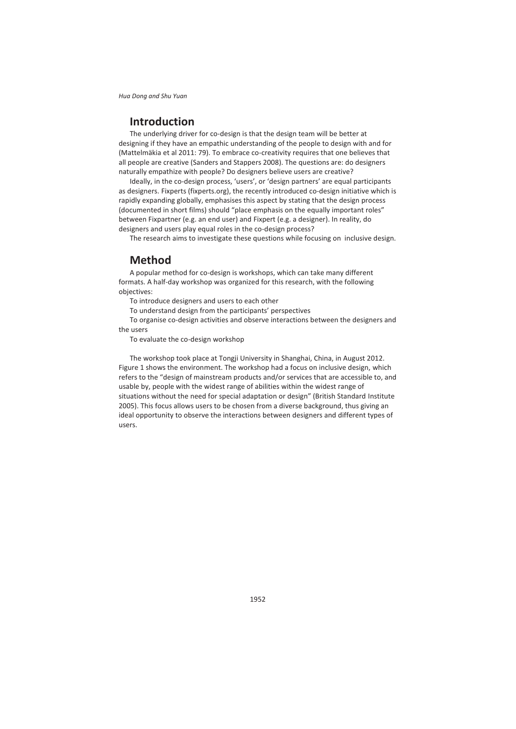## Introduction

The underlying driver for co-design is that the design team will be better at designing if they have an empathic understanding of the people to design with and for (Mattelmäkia et al 2011: 79). To embrace co-creativity requires that one believes that all people are creative (Sanders and Stappers 2008). The questions are: do designers naturally empathize with people? Do designers believe users are creative?

Ideally, in the co-design process, 'users', or 'design partners' are equal participants as designers. Fixperts (fixperts.org), the recently introduced co-design initiative which is rapidly expanding globally, emphasises this aspect by stating that the design process (documented in short films) should "place emphasis on the equally important roles" between Fixpartner (e.g. an end user) and Fixpert (e.g. a designer). In reality, do designers and users play equal roles in the co-design process?

The research aims to investigate these questions while focusing on inclusive design.

## Method

A popular method for co-design is workshops, which can take many different formats. A half-day workshop was organized for this research, with the following objectives:

To introduce designers and users to each other

To understand design from the participants' perspectives

To organise co-design activities and observe interactions between the designers and the users

To evaluate the co-design workshop

The workshop took place at Tongji University in Shanghai, China, in August 2012. Figure 1 shows the environment. The workshop had a focus on inclusive design, which refers to the "design of mainstream products and/or services that are accessible to, and usable by, people with the widest range of abilities within the widest range of situations without the need for special adaptation or design" (British Standard Institute 2005). This focus allows users to be chosen from a diverse background, thus giving an ideal opportunity to observe the interactions between designers and different types of users.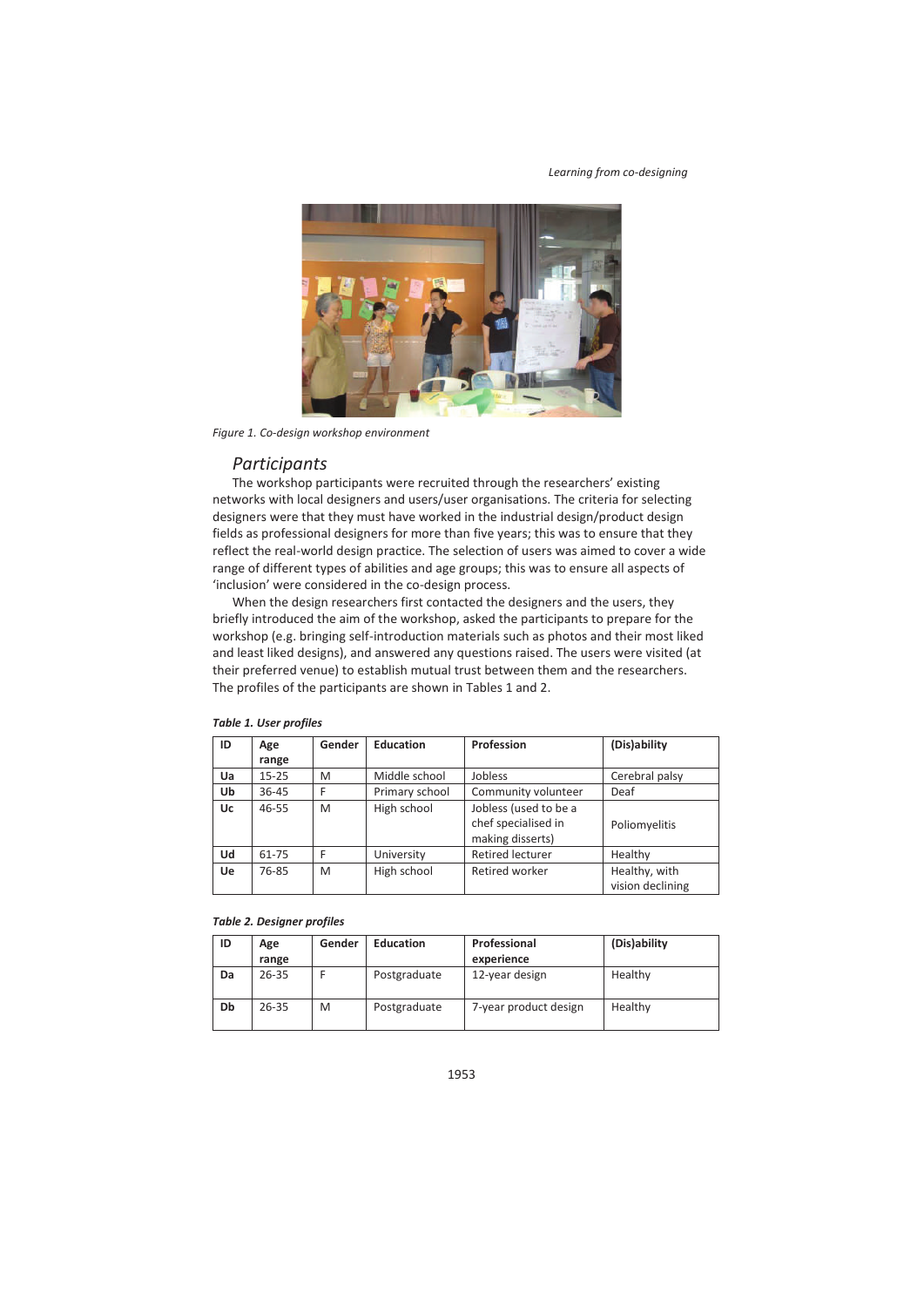*Figure 1. Co-design workshop environment*

## *Participants*

The workshop participants were recruited through the researchers' existing networks with local designers and users/user organisations. The criteria for selecting designers were that they must have worked in the industrial design/product design fields as professional designers for more than five years; this was to ensure that they reflect the real-world design practice. The selection of users was aimed to cover a wide range of different types of abilities and age groups; this was to ensure all aspects of 'inclusion' were considered in the co-design process.

When the design researchers first contacted the designers and the users, they briefly introduced the aim of the workshop, asked the participants to prepare for the workshop (e.g. bringing self-introduction materials such as photos and their most liked and least liked designs), and answered any questions raised. The users were visited (at their preferred venue) to establish mutual trust between them and the researchers. The profiles of the participants are shown in Tables 1 and 2.

***Table 1. User profiles***

| ID | Age range | Gender | Education | Profession | (Dis)ability |
|---|---|---|---|---|---|
| **Ua** | 15-25 | M | Middle school | Jobless | Cerebral palsy |
| **Ub** | 36-45 | F | Primary school | Community volunteer | Deaf |
| **Uc** | 46-55 | M | High school | Jobless (used to be a chef specialised in making disserts) | Poliomyelitis |
| **Ud** | 61-75 | F | University | Retired lecturer | Healthy |
| **Ue** | 76-85 | M | High school | Retired worker | Healthy, with vision declining |

***Table 2. Designer profiles***

| ID | Age range | Gender | Education | Professional experience | (Dis)ability |
|---|---|---|---|---|---|
| **Da** | 26-35 | F | Postgraduate | 12-year design | Healthy |
| **Db** | 26-35 | M | Postgraduate | 7-year product design | Healthy |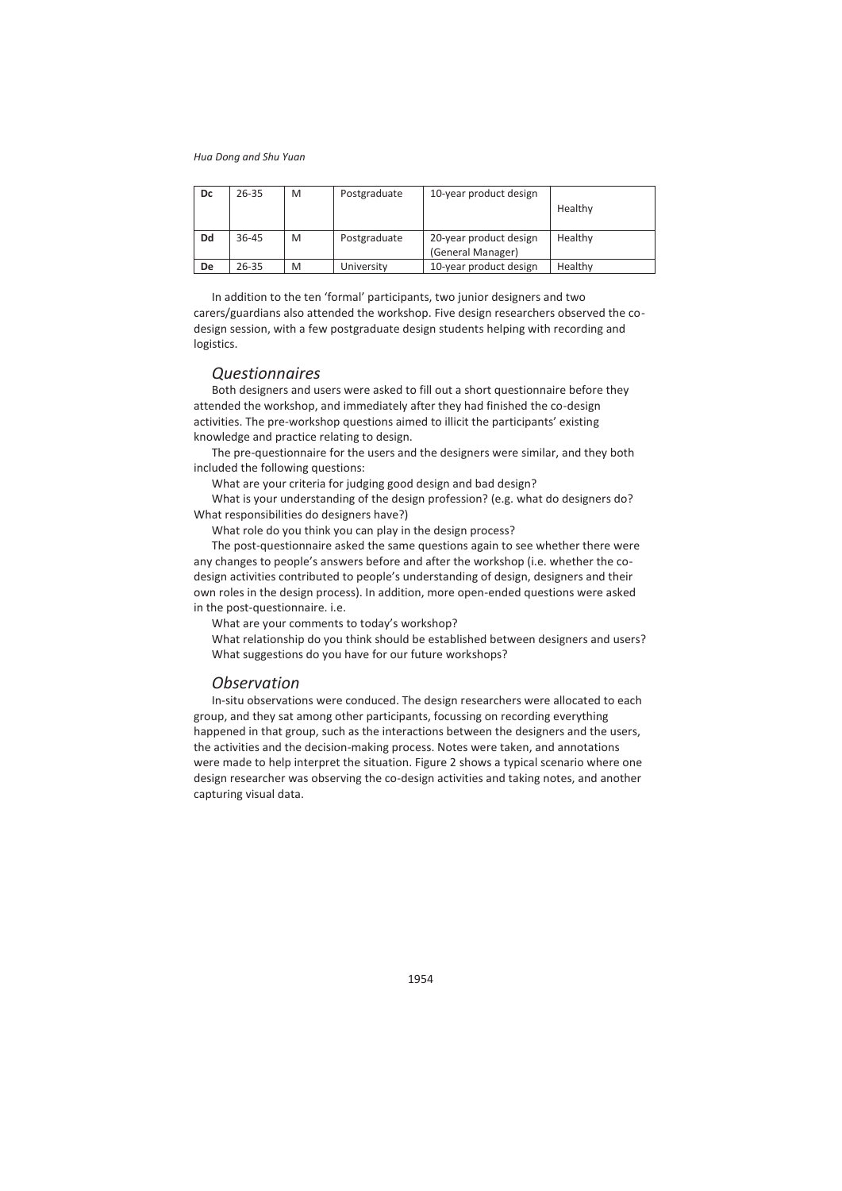| Dc | 26-35 | M | Postgraduate | 10-year product design | Healthy |
|---|---|---|---|---|---|
| Dd | 36-45 | M | Postgraduate | 20-year product design (General Manager) | Healthy |
| De | 26-35 | M | University | 10-year product design | Healthy |

In addition to the ten 'formal' participants, two junior designers and two carers/guardians also attended the workshop. Five design researchers observed the co-design session, with a few postgraduate design students helping with recording and logistics.

## *Questionnaires*

Both designers and users were asked to fill out a short questionnaire before they attended the workshop, and immediately after they had finished the co-design activities. The pre-workshop questions aimed to illicit the participants' existing knowledge and practice relating to design.

The pre-questionnaire for the users and the designers were similar, and they both included the following questions:

What are your criteria for judging good design and bad design?

What is your understanding of the design profession? (e.g. what do designers do? What responsibilities do designers have?)

What role do you think you can play in the design process?

The post-questionnaire asked the same questions again to see whether there were any changes to people's answers before and after the workshop (i.e. whether the co-design activities contributed to people's understanding of design, designers and their own roles in the design process). In addition, more open-ended questions were asked in the post-questionnaire. i.e.

What are your comments to today's workshop?

What relationship do you think should be established between designers and users?

What suggestions do you have for our future workshops?

## *Observation*

In-situ observations were conduced. The design researchers were allocated to each group, and they sat among other participants, focussing on recording everything happened in that group, such as the interactions between the designers and the users, the activities and the decision-making process. Notes were taken, and annotations were made to help interpret the situation. Figure 2 shows a typical scenario where one design researcher was observing the co-design activities and taking notes, and another capturing visual data.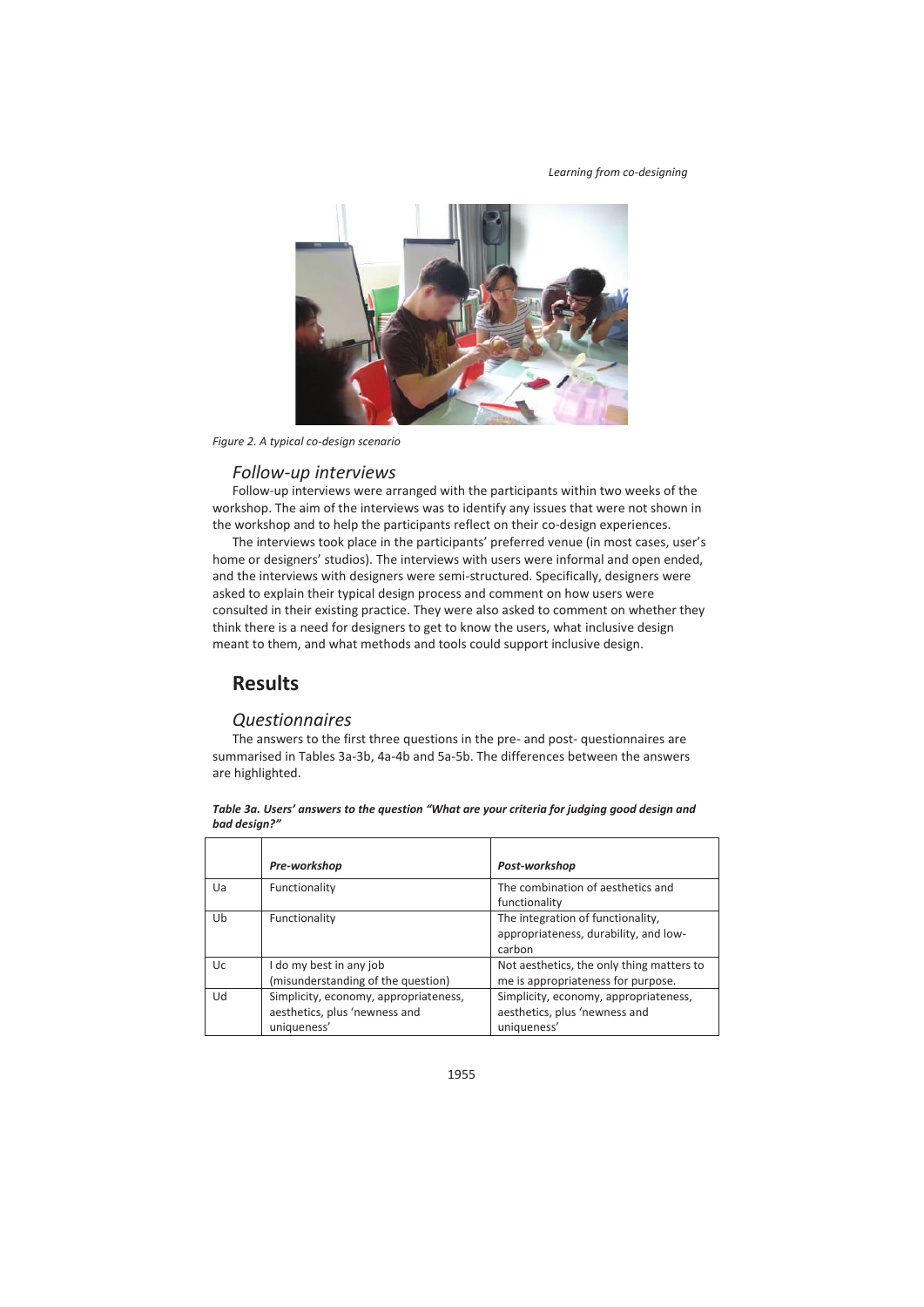*Figure 2. A typical co-design scenario*

### Follow-up interviews

Follow-up interviews were arranged with the participants within two weeks of the workshop. The aim of the interviews was to identify any issues that were not shown in the workshop and to help the participants reflect on their co-design experiences.

The interviews took place in the participants' preferred venue (in most cases, user's home or designers' studios). The interviews with users were informal and open ended, and the interviews with designers were semi-structured. Specifically, designers were asked to explain their typical design process and comment on how users were consulted in their existing practice. They were also asked to comment on whether they think there is a need for designers to get to know the users, what inclusive design meant to them, and what methods and tools could support inclusive design.

## Results

### Questionnaires

The answers to the first three questions in the pre- and post- questionnaires are summarised in Tables 3a-3b, 4a-4b and 5a-5b. The differences between the answers are highlighted.

***Table 3a. Users' answers to the question "What are your criteria for judging good design and bad design?"***

| | *Pre-workshop* | *Post-workshop* |
|---|---|---|
| Ua | Functionality | The combination of aesthetics and functionality |
| Ub | Functionality | The integration of functionality, appropriateness, durability, and low-carbon |
| Uc | I do my best in any job (misunderstanding of the question) | Not aesthetics, the only thing matters to me is appropriateness for purpose. |
| Ud | Simplicity, economy, appropriateness, aesthetics, plus 'newness and uniqueness' | Simplicity, economy, appropriateness, aesthetics, plus 'newness and uniqueness' |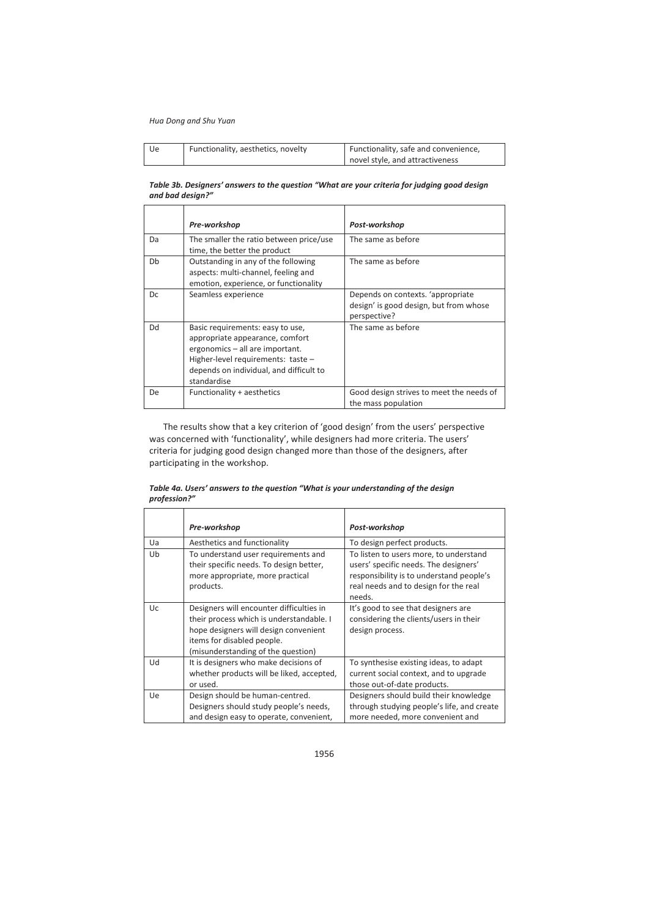| Ue | Functionality, aesthetics, novelty | Functionality, safe and convenience, novel style, and attractiveness |
|---|---|---|

***Table 3b. Designers' answers to the question "What are your criteria for judging good design and bad design?"***

| | *Pre-workshop* | *Post-workshop* |
|---|---|---|
| Da | The smaller the ratio between price/use time, the better the product | The same as before |
| Db | Outstanding in any of the following aspects: multi-channel, feeling and emotion, experience, or functionality | The same as before |
| Dc | Seamless experience | Depends on contexts. 'appropriate design' is good design, but from whose perspective? |
| Dd | Basic requirements: easy to use, appropriate appearance, comfort ergonomics – all are important. Higher-level requirements: taste – depends on individual, and difficult to standardise | The same as before |
| De | Functionality + aesthetics | Good design strives to meet the needs of the mass population |

The results show that a key criterion of 'good design' from the users' perspective was concerned with 'functionality', while designers had more criteria. The users' criteria for judging good design changed more than those of the designers, after participating in the workshop.

***Table 4a. Users' answers to the question "What is your understanding of the design profession?"***

| | *Pre-workshop* | *Post-workshop* |
|---|---|---|
| Ua | Aesthetics and functionality | To design perfect products. |
| Ub | To understand user requirements and their specific needs. To design better, more appropriate, more practical products. | To listen to users more, to understand users' specific needs. The designers' responsibility is to understand people's real needs and to design for the real needs. |
| Uc | Designers will encounter difficulties in their process which is understandable. I hope designers will design convenient items for disabled people. (misunderstanding of the question) | It's good to see that designers are considering the clients/users in their design process. |
| Ud | It is designers who make decisions of whether products will be liked, accepted, or used. | To synthesise existing ideas, to adapt current social context, and to upgrade those out-of-date products. |
| Ue | Design should be human-centred. Designers should study people's needs, and design easy to operate, convenient, | Designers should build their knowledge through studying people's life, and create more needed, more convenient and |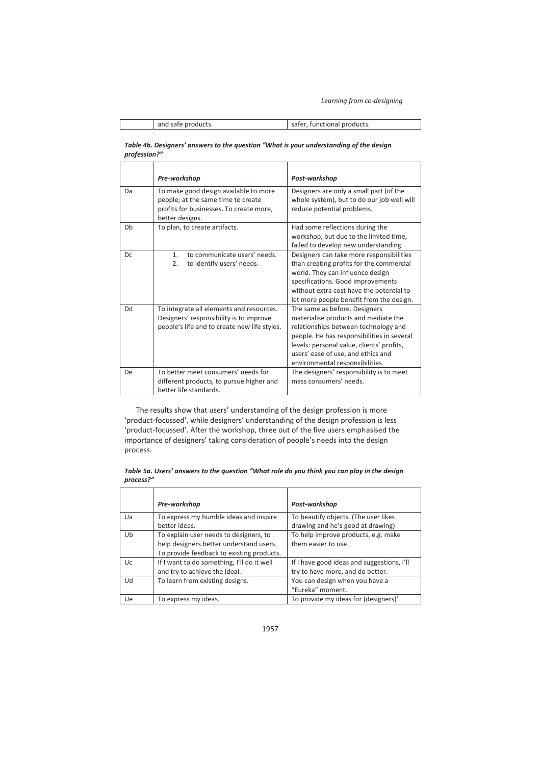| | and safe products. | safer, functional products. |
|---|---|---|

***Table 4b. Designers' answers to the question "What is your understanding of the design profession?"***

| | *Pre-workshop* | *Post-workshop* |
|---|---|---|
| Da | To make good design available to more people; at the same time to create profits for businesses. To create more, better designs. | Designers are only a small part (of the whole system), but to do our job well will reduce potential problems. |
| Db | To plan, to create artifacts. | Had some reflections during the workshop, but due to the limited time, failed to develop new understanding. |
| Dc | 1. to communicate users' needs. 2. to identify users' needs. | Designers can take more responsibilities than creating profits for the commercial world. They can influence design specifications. Good improvements without extra cost have the potential to let more people benefit from the design. |
| Dd | To integrate all elements and resources. Designers' responsibility is to improve people's life and to create new life styles. | The same as before. Designers materialise products and mediate the relationships between technology and people. He has responsibilities in several levels: personal value, clients' profits, users' ease of use, and ethics and environmental responsibilities. |
| De | To better meet consumers' needs for different products, to pursue higher and better life standards. | The designers' responsibility is to meet mass consumers' needs. |

The results show that users' understanding of the design profession is more 'product-focussed', while designers' understanding of the design profession is less 'product-focussed'. After the workshop, three out of the five users emphasised the importance of designers' taking consideration of people's needs into the design process.

***Table 5a. Users' answers to the question "What role do you think you can play in the design process?"***

| | *Pre-workshop* | *Post-workshop* |
|---|---|---|
| Ua | To express my humble ideas and inspire better ideas. | To beautify objects. (The user likes drawing and he's good at drawing) |
| Ub | To explain user needs to designers, to help designers better understand users. To provide feedback to existing products. | To help improve products, e.g. make them easier to use. |
| Uc | If I want to do something, I'll do it well and try to achieve the ideal. | If I have good ideas and suggestions, I'll try to have more, and do better. |
| Ud | To learn from existing designs. | You can design when you have a "Eureka" moment. |
| Ue | To express my ideas. | To provide my ideas for (designers)' |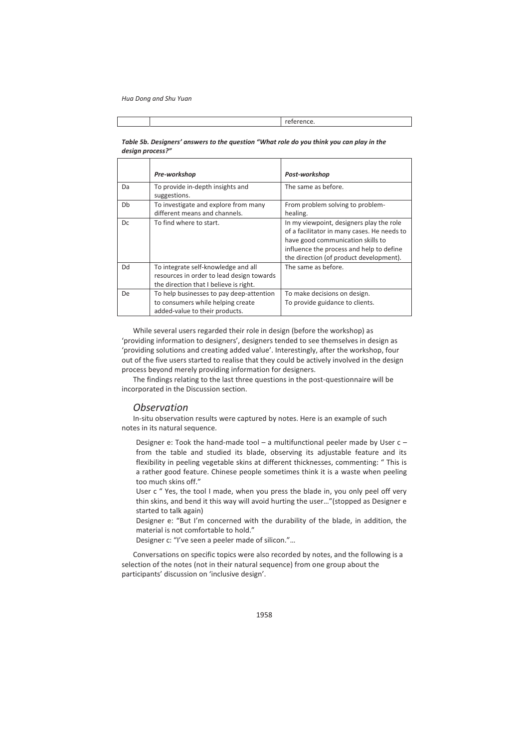| | | reference. |
|---|---|---|

***Table 5b. Designers' answers to the question "What role do you think you can play in the design process?"***

| | *Pre-workshop* | *Post-workshop* |
|---|---|---|
| Da | To provide in-depth insights and suggestions. | The same as before. |
| Db | To investigate and explore from many different means and channels. | From problem solving to problem-healing. |
| Dc | To find where to start. | In my viewpoint, designers play the role of a facilitator in many cases. He needs to have good communication skills to influence the process and help to define the direction (of product development). |
| Dd | To integrate self-knowledge and all resources in order to lead design towards the direction that I believe is right. | The same as before. |
| De | To help businesses to pay deep-attention to consumers while helping create added-value to their products. | To make decisions on design.<br>To provide guidance to clients. |

While several users regarded their role in design (before the workshop) as 'providing information to designers', designers tended to see themselves in design as 'providing solutions and creating added value'. Interestingly, after the workshop, four out of the five users started to realise that they could be actively involved in the design process beyond merely providing information for designers.

The findings relating to the last three questions in the post-questionnaire will be incorporated in the Discussion section.

## *Observation*

In-situ observation results were captured by notes. Here is an example of such notes in its natural sequence.

> Designer e: Took the hand-made tool – a multifunctional peeler made by User c – from the table and studied its blade, observing its adjustable feature and its flexibility in peeling vegetable skins at different thicknesses, commenting: " This is a rather good feature. Chinese people sometimes think it is a waste when peeling too much skins off."
>
> User c " Yes, the tool I made, when you press the blade in, you only peel off very thin skins, and bend it this way will avoid hurting the user…"(stopped as Designer e started to talk again)
>
> Designer e: "But I'm concerned with the durability of the blade, in addition, the material is not comfortable to hold."
>
> Designer c: "I've seen a peeler made of silicon."…

Conversations on specific topics were also recorded by notes, and the following is a selection of the notes (not in their natural sequence) from one group about the participants' discussion on 'inclusive design'.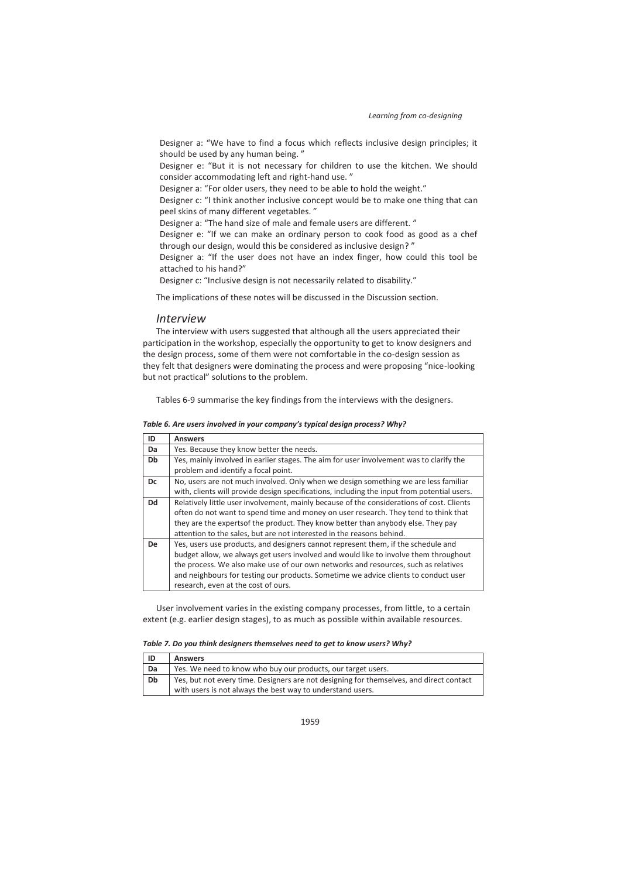Designer a: "We have to find a focus which reflects inclusive design principles; it should be used by any human being. "

Designer e: "But it is not necessary for children to use the kitchen. We should consider accommodating left and right-hand use. "

Designer a: "For older users, they need to be able to hold the weight."

Designer c: "I think another inclusive concept would be to make one thing that can peel skins of many different vegetables. "

Designer a: "The hand size of male and female users are different. "

Designer e: "If we can make an ordinary person to cook food as good as a chef through our design, would this be considered as inclusive design? "

Designer a: "If the user does not have an index finger, how could this tool be attached to his hand?"

Designer c: "Inclusive design is not necessarily related to disability."

The implications of these notes will be discussed in the Discussion section.

## *Interview*

The interview with users suggested that although all the users appreciated their participation in the workshop, especially the opportunity to get to know designers and the design process, some of them were not comfortable in the co-design session as they felt that designers were dominating the process and were proposing "nice-looking but not practical" solutions to the problem.

Tables 6-9 summarise the key findings from the interviews with the designers.

***Table 6. Are users involved in your company's typical design process? Why?***

| ID | Answers |
|---|---|
| **Da** | Yes. Because they know better the needs. |
| **Db** | Yes, mainly involved in earlier stages. The aim for user involvement was to clarify the problem and identify a focal point. |
| **Dc** | No, users are not much involved. Only when we design something we are less familiar with, clients will provide design specifications, including the input from potential users. |
| **Dd** | Relatively little user involvement, mainly because of the considerations of cost. Clients often do not want to spend time and money on user research. They tend to think that they are the expertsof the product. They know better than anybody else. They pay attention to the sales, but are not interested in the reasons behind. |
| **De** | Yes, users use products, and designers cannot represent them, if the schedule and budget allow, we always get users involved and would like to involve them throughout the process. We also make use of our own networks and resources, such as relatives and neighbours for testing our products. Sometime we advice clients to conduct user research, even at the cost of ours. |

User involvement varies in the existing company processes, from little, to a certain extent (e.g. earlier design stages), to as much as possible within available resources.

***Table 7. Do you think designers themselves need to get to know users? Why?***

| ID | Answers |
|---|---|
| **Da** | Yes. We need to know who buy our products, our target users. |
| **Db** | Yes, but not every time. Designers are not designing for themselves, and direct contact with users is not always the best way to understand users. |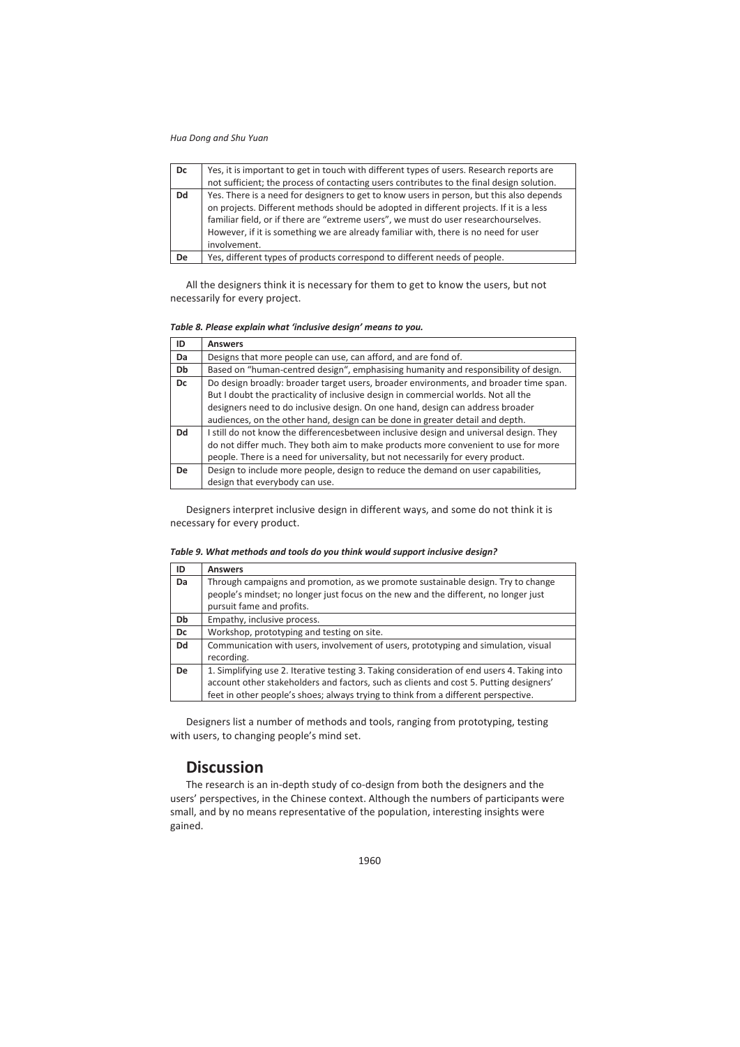| Dc | Yes, it is important to get in touch with different types of users. Research reports are not sufficient; the process of contacting users contributes to the final design solution. |
|---|---|
| Dd | Yes. There is a need for designers to get to know users in person, but this also depends on projects. Different methods should be adopted in different projects. If it is a less familiar field, or if there are "extreme users", we must do user researchourselves. However, if it is something we are already familiar with, there is no need for user involvement. |
| De | Yes, different types of products correspond to different needs of people. |

All the designers think it is necessary for them to get to know the users, but not necessarily for every project.

***Table 8. Please explain what 'inclusive design' means to you.***

| ID | Answers |
|---|---|
| Da | Designs that more people can use, can afford, and are fond of. |
| Db | Based on "human-centred design", emphasising humanity and responsibility of design. |
| Dc | Do design broadly: broader target users, broader environments, and broader time span. But I doubt the practicality of inclusive design in commercial worlds. Not all the designers need to do inclusive design. On one hand, design can address broader audiences, on the other hand, design can be done in greater detail and depth. |
| Dd | I still do not know the differencesbetween inclusive design and universal design. They do not differ much. They both aim to make products more convenient to use for more people. There is a need for universality, but not necessarily for every product. |
| De | Design to include more people, design to reduce the demand on user capabilities, design that everybody can use. |

Designers interpret inclusive design in different ways, and some do not think it is necessary for every product.

***Table 9. What methods and tools do you think would support inclusive design?***

| ID | Answers |
|---|---|
| Da | Through campaigns and promotion, as we promote sustainable design. Try to change people's mindset; no longer just focus on the new and the different, no longer just pursuit fame and profits. |
| Db | Empathy, inclusive process. |
| Dc | Workshop, prototyping and testing on site. |
| Dd | Communication with users, involvement of users, prototyping and simulation, visual recording. |
| De | 1. Simplifying use 2. Iterative testing 3. Taking consideration of end users 4. Taking into account other stakeholders and factors, such as clients and cost 5. Putting designers' feet in other people's shoes; always trying to think from a different perspective. |

Designers list a number of methods and tools, ranging from prototyping, testing with users, to changing people's mind set.

## Discussion

The research is an in-depth study of co-design from both the designers and the users' perspectives, in the Chinese context. Although the numbers of participants were small, and by no means representative of the population, interesting insights were gained.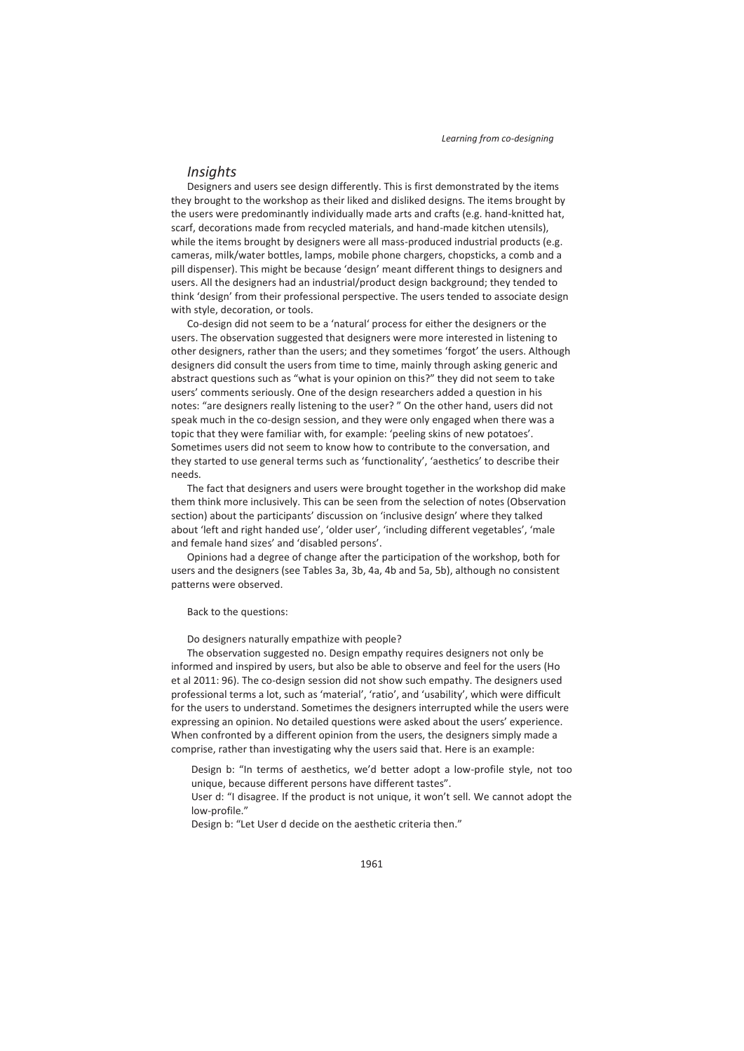## *Insights*

Designers and users see design differently. This is first demonstrated by the items they brought to the workshop as their liked and disliked designs. The items brought by the users were predominantly individually made arts and crafts (e.g. hand-knitted hat, scarf, decorations made from recycled materials, and hand-made kitchen utensils), while the items brought by designers were all mass-produced industrial products (e.g. cameras, milk/water bottles, lamps, mobile phone chargers, chopsticks, a comb and a pill dispenser). This might be because 'design' meant different things to designers and users. All the designers had an industrial/product design background; they tended to think 'design' from their professional perspective. The users tended to associate design with style, decoration, or tools.

Co-design did not seem to be a 'natural' process for either the designers or the users. The observation suggested that designers were more interested in listening to other designers, rather than the users; and they sometimes 'forgot' the users. Although designers did consult the users from time to time, mainly through asking generic and abstract questions such as "what is your opinion on this?" they did not seem to take users' comments seriously. One of the design researchers added a question in his notes: "are designers really listening to the user? " On the other hand, users did not speak much in the co-design session, and they were only engaged when there was a topic that they were familiar with, for example: 'peeling skins of new potatoes'. Sometimes users did not seem to know how to contribute to the conversation, and they started to use general terms such as 'functionality', 'aesthetics' to describe their needs.

The fact that designers and users were brought together in the workshop did make them think more inclusively. This can be seen from the selection of notes (Observation section) about the participants' discussion on 'inclusive design' where they talked about 'left and right handed use', 'older user', 'including different vegetables', 'male and female hand sizes' and 'disabled persons'.

Opinions had a degree of change after the participation of the workshop, both for users and the designers (see Tables 3a, 3b, 4a, 4b and 5a, 5b), although no consistent patterns were observed.

Back to the questions:

Do designers naturally empathize with people?

The observation suggested no. Design empathy requires designers not only be informed and inspired by users, but also be able to observe and feel for the users (Ho et al 2011: 96). The co-design session did not show such empathy. The designers used professional terms a lot, such as 'material', 'ratio', and 'usability', which were difficult for the users to understand. Sometimes the designers interrupted while the users were expressing an opinion. No detailed questions were asked about the users' experience. When confronted by a different opinion from the users, the designers simply made a comprise, rather than investigating why the users said that. Here is an example:

> Design b: "In terms of aesthetics, we'd better adopt a low-profile style, not too unique, because different persons have different tastes".
>
> User d: "I disagree. If the product is not unique, it won't sell. We cannot adopt the low-profile."
>
> Design b: "Let User d decide on the aesthetic criteria then."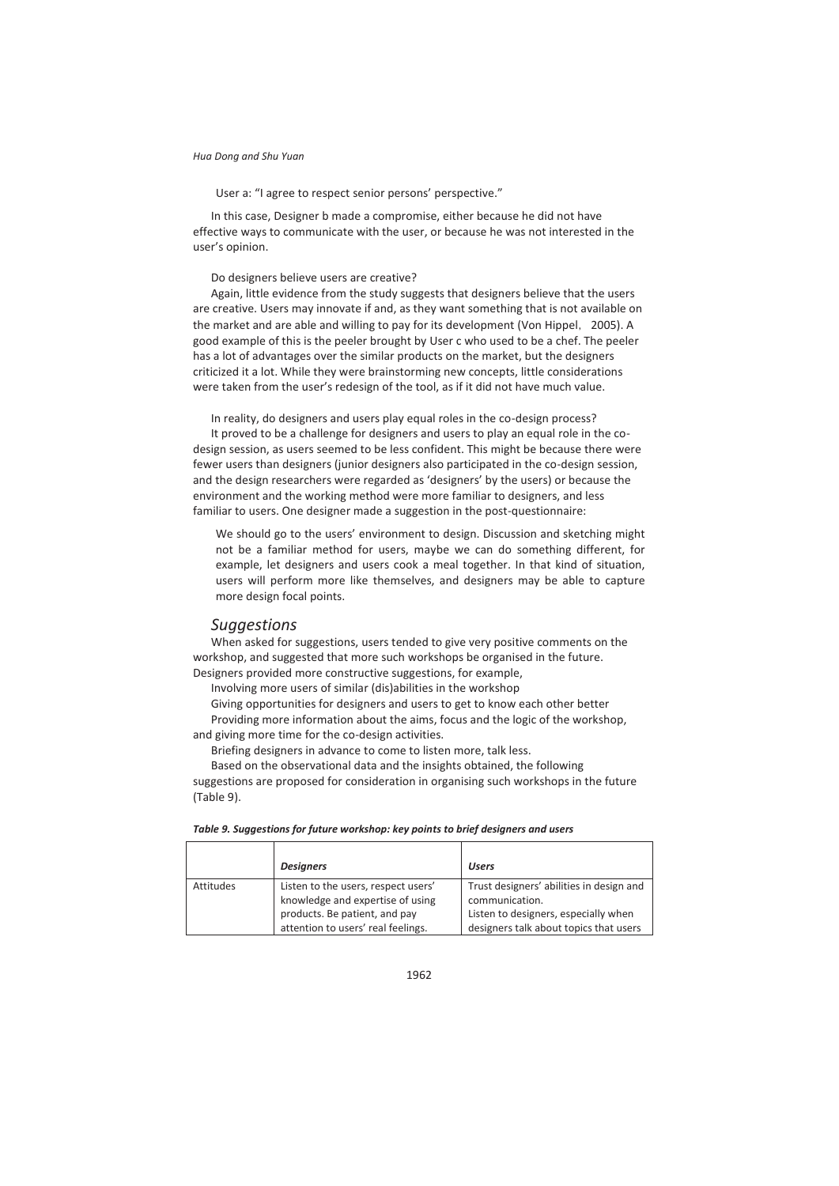User a: "I agree to respect senior persons' perspective."

In this case, Designer b made a compromise, either because he did not have effective ways to communicate with the user, or because he was not interested in the user's opinion.

Do designers believe users are creative?

Again, little evidence from the study suggests that designers believe that the users are creative. Users may innovate if and, as they want something that is not available on the market and are able and willing to pay for its development (Von Hippel, 2005). A good example of this is the peeler brought by User c who used to be a chef. The peeler has a lot of advantages over the similar products on the market, but the designers criticized it a lot. While they were brainstorming new concepts, little considerations were taken from the user's redesign of the tool, as if it did not have much value.

In reality, do designers and users play equal roles in the co-design process?

It proved to be a challenge for designers and users to play an equal role in the co-design session, as users seemed to be less confident. This might be because there were fewer users than designers (junior designers also participated in the co-design session, and the design researchers were regarded as 'designers' by the users) or because the environment and the working method were more familiar to designers, and less familiar to users. One designer made a suggestion in the post-questionnaire:

> We should go to the users' environment to design. Discussion and sketching might not be a familiar method for users, maybe we can do something different, for example, let designers and users cook a meal together. In that kind of situation, users will perform more like themselves, and designers may be able to capture more design focal points.

## *Suggestions*

When asked for suggestions, users tended to give very positive comments on the workshop, and suggested that more such workshops be organised in the future. Designers provided more constructive suggestions, for example,

Involving more users of similar (dis)abilities in the workshop

Giving opportunities for designers and users to get to know each other better

Providing more information about the aims, focus and the logic of the workshop, and giving more time for the co-design activities.

Briefing designers in advance to come to listen more, talk less.

Based on the observational data and the insights obtained, the following suggestions are proposed for consideration in organising such workshops in the future (Table 9).

***Table 9. Suggestions for future workshop: key points to brief designers and users***

| | *Designers* | *Users* |
|---|---|---|
| Attitudes | Listen to the users, respect users' knowledge and expertise of using products. Be patient, and pay attention to users' real feelings. | Trust designers' abilities in design and communication. Listen to designers, especially when designers talk about topics that users |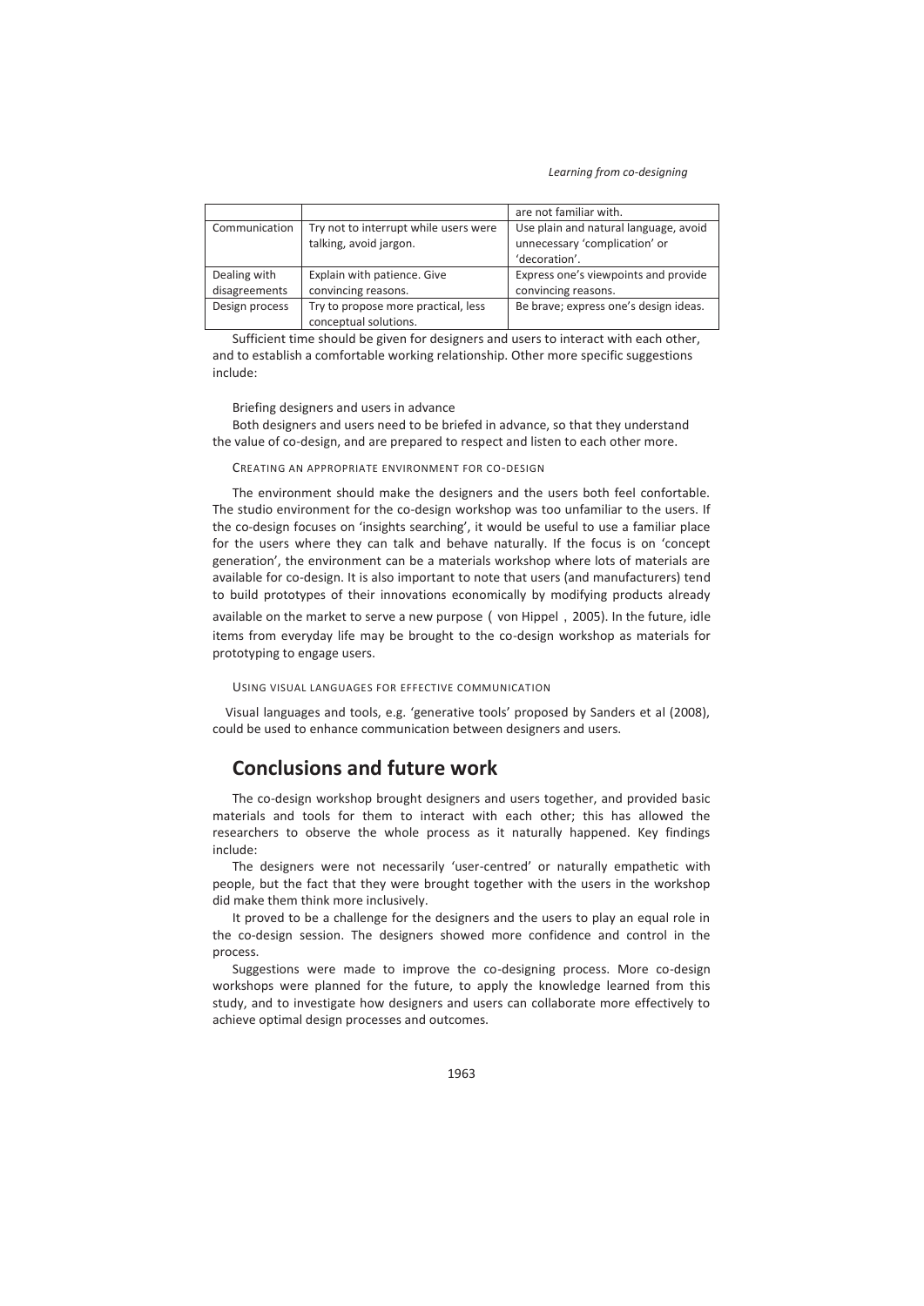| | | are not familiar with. |
|---|---|---|
| Communication | Try not to interrupt while users were talking, avoid jargon. | Use plain and natural language, avoid unnecessary 'complication' or 'decoration'. |
| Dealing with disagreements | Explain with patience. Give convincing reasons. | Express one's viewpoints and provide convincing reasons. |
| Design process | Try to propose more practical, less conceptual solutions. | Be brave; express one's design ideas. |

Sufficient time should be given for designers and users to interact with each other, and to establish a comfortable working relationship. Other more specific suggestions include:

Briefing designers and users in advance

Both designers and users need to be briefed in advance, so that they understand the value of co-design, and are prepared to respect and listen to each other more.

CREATING AN APPROPRIATE ENVIRONMENT FOR CO-DESIGN

The environment should make the designers and the users both feel confortable. The studio environment for the co-design workshop was too unfamiliar to the users. If the co-design focuses on 'insights searching', it would be useful to use a familiar place for the users where they can talk and behave naturally. If the focus is on 'concept generation', the environment can be a materials workshop where lots of materials are available for co-design. It is also important to note that users (and manufacturers) tend to build prototypes of their innovations economically by modifying products already available on the market to serve a new purpose ( von Hippel , 2005). In the future, idle items from everyday life may be brought to the co-design workshop as materials for prototyping to engage users.

USING VISUAL LANGUAGES FOR EFFECTIVE COMMUNICATION

Visual languages and tools, e.g. 'generative tools' proposed by Sanders et al (2008), could be used to enhance communication between designers and users.

## Conclusions and future work

The co-design workshop brought designers and users together, and provided basic materials and tools for them to interact with each other; this has allowed the researchers to observe the whole process as it naturally happened. Key findings include:

The designers were not necessarily 'user-centred' or naturally empathetic with people, but the fact that they were brought together with the users in the workshop did make them think more inclusively.

It proved to be a challenge for the designers and the users to play an equal role in the co-design session. The designers showed more confidence and control in the process.

Suggestions were made to improve the co-designing process. More co-design workshops were planned for the future, to apply the knowledge learned from this study, and to investigate how designers and users can collaborate more effectively to achieve optimal design processes and outcomes.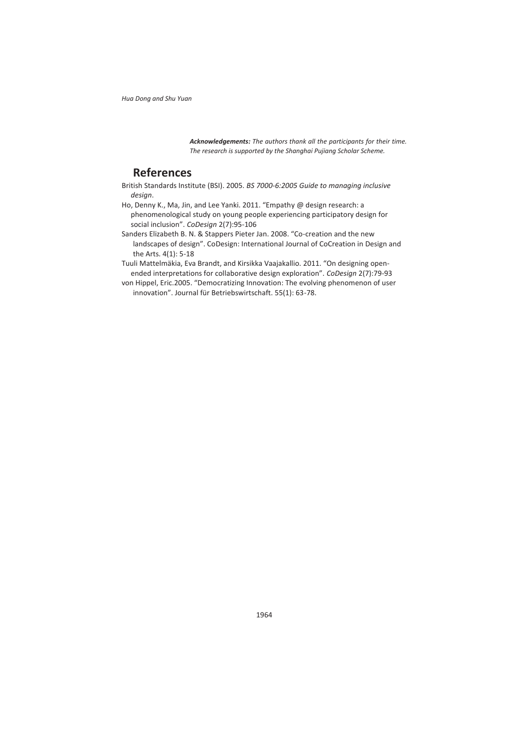***Acknowledgements:*** *The authors thank all the participants for their time. The research is supported by the Shanghai Pujiang Scholar Scheme.*

## References

British Standards Institute (BSI). 2005. *BS 7000-6:2005 Guide to managing inclusive design*.

Ho, Denny K., Ma, Jin, and Lee Yanki. 2011. "Empathy @ design research: a phenomenological study on young people experiencing participatory design for social inclusion". *CoDesign* 2(7):95-106

Sanders Elizabeth B. N. & Stappers Pieter Jan. 2008. "Co-creation and the new landscapes of design". CoDesign: International Journal of CoCreation in Design and the Arts. 4(1): 5-18

Tuuli Mattelmäkia, Eva Brandt, and Kirsikka Vaajakallio. 2011. "On designing open-ended interpretations for collaborative design exploration". *CoDesign* 2(7):79-93

von Hippel, Eric.2005. "Democratizing Innovation: The evolving phenomenon of user innovation". Journal für Betriebswirtschaft. 55(1): 63-78.